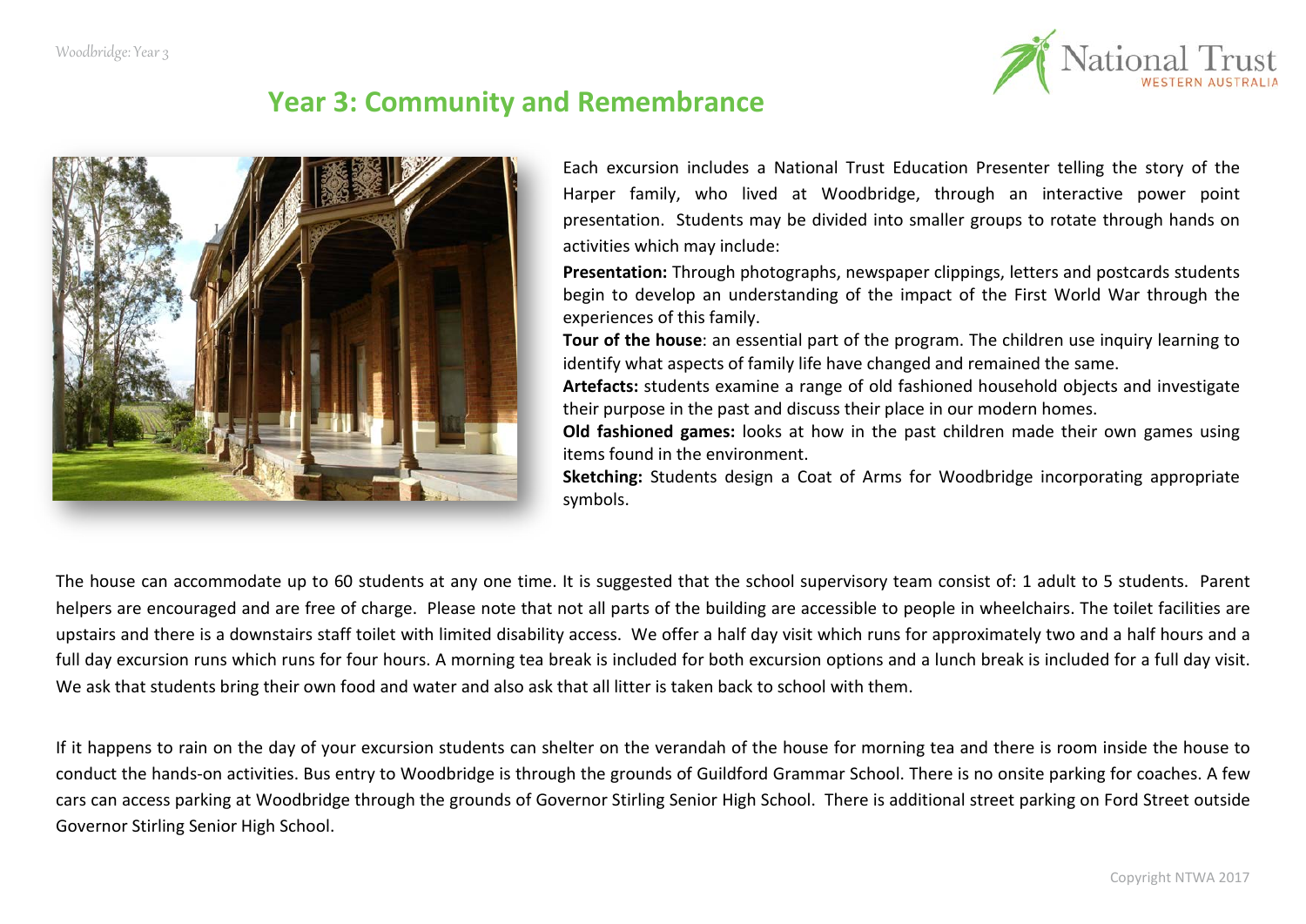# Year 3: Community and Remembrance

Each excursion includes a National Trust Education Presenter telling the story of the Harper family, who lived at Woodbridge, through an interactive power point presentation. Students may be divided into smaller groups to rotate through hands on activities which may include:

**Presentation:** Through photographs, newspaper clippings, letters and postcards students begin to develop an understanding of the impact of the First World War through the experiences of this family.

**Tour of the house**: an essential part of the program. The children use inquiry learning to identify what aspects of family life have changed and remained the same.

**Artefacts:** students examine a range of old fashioned household objects and investigate their purpose in the past and discuss their place in our modern homes.

**Old fashioned games:** looks at how in the past children made their own games using items found in the environment.

**Sketching:** Students design a Coat of Arms for Woodbridge incorporating appropriate symbols.

The house can accommodate up to 60 students at any one time. It is suggested that the school supervisory team consist of: 1 adult to 5 students. Parent helpers are encouraged and are free of charge. Please note that not all parts of the building are accessible to people in wheelchairs. The toilet facilities are upstairs and there is a downstairs staff toilet with limited disability access. We offer a half day visit which runs for approximately two and a half hours and a full day excursion runs which runs for four hours. A morning tea break is included for both excursion options and a lunch break is included for a full day visit. We ask that students bring their own food and water and also ask that all litter is taken back to school with them.

If it happens to rain on the day of your excursion students can shelter on the verandah of the house for morning tea and there is room inside the house to conduct the hands-on activities. Bus entry to Woodbridge is through the grounds of Guildford Grammar School. There is no onsite parking for coaches. A few cars can access parking at Woodbridge through the grounds of Governor Stirling Senior High School. There is additional street parking on Ford Street outside Governor Stirling Senior High School.

Copyright NTWA 2017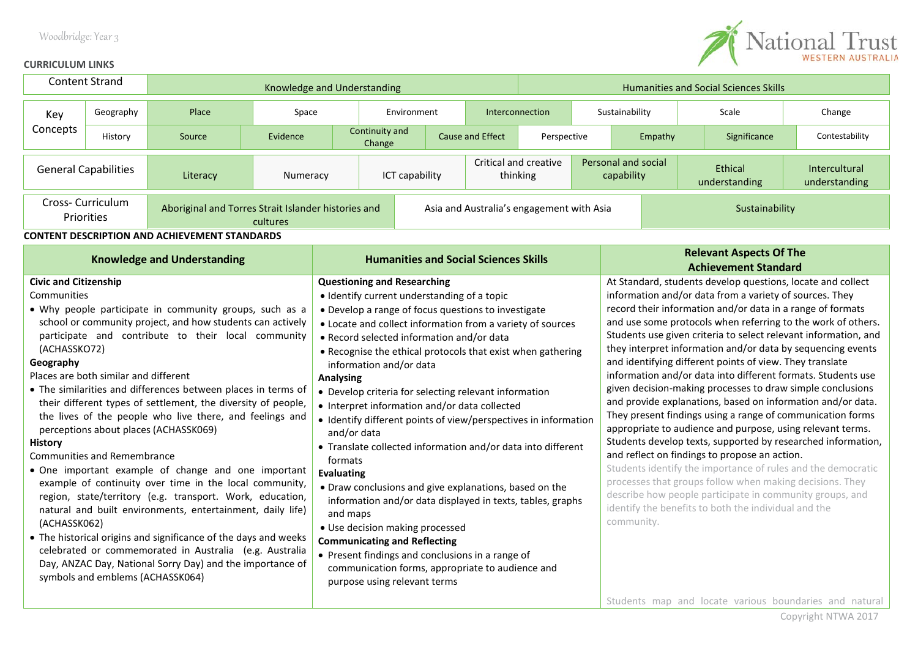**CURRICULUM LINKS**

| Content Strand | | Knowledge and Understanding | | | | Humanities and Social Sciences Skills | | | |
|---|---|---|---|---|---|---|---|---|---|

| Key Concepts | Geography | Place | Space | Environment | Interconnection | Sustainability | Scale | Change | |
|---|---|---|---|---|---|---|---|---|---|
| | History | Source | Evidence | Continuity and Change | Cause and Effect | Perspective | Empathy | Significance | Contestability |

| General Capabilities | Literacy | Numeracy | ICT capability | Critical and creative thinking | Personal and social capability | Ethical understanding | Intercultural understanding |
|---|---|---|---|---|---|---|---|

| Cross- Curriculum Priorities | Aboriginal and Torres Strait Islander histories and cultures | Asia and Australia's engagement with Asia | Sustainability |
|---|---|---|---|

**CONTENT DESCRIPTION AND ACHIEVEMENT STANDARDS**

| Knowledge and Understanding | Humanities and Social Sciences Skills | Relevant Aspects Of The Achievement Standard |
|---|---|---|
| **Civic and Citizenship**<br>Communities<br>• Why people participate in community groups, such as a school or community project, and how students can actively participate and contribute to their local community (ACHASSKO72)<br>**Geography**<br>Places are both similar and different<br>• The similarities and differences between places in terms of their different types of settlement, the diversity of people, the lives of the people who live there, and feelings and perceptions about places (ACHASSK069)<br>**History**<br>Communities and Remembrance<br>• One important example of change and one important example of continuity over time in the local community, region, state/territory (e.g. transport. Work, education, natural and built environments, entertainment, daily life) (ACHASSK062)<br>• The historical origins and significance of the days and weeks celebrated or commemorated in Australia (e.g. Australia Day, ANZAC Day, National Sorry Day) and the importance of symbols and emblems (ACHASSK064) | **Questioning and Researching**<br>• Identify current understanding of a topic<br>• Develop a range of focus questions to investigate<br>• Locate and collect information from a variety of sources<br>• Record selected information and/or data<br>• Recognise the ethical protocols that exist when gathering information and/or data<br>**Analysing**<br>• Develop criteria for selecting relevant information<br>• Interpret information and/or data collected<br>• Identify different points of view/perspectives in information and/or data<br>• Translate collected information and/or data into different formats<br>**Evaluating**<br>• Draw conclusions and give explanations, based on the information and/or data displayed in texts, tables, graphs and maps<br>• Use decision making processed<br>**Communicating and Reflecting**<br>• Present findings and conclusions in a range of communication forms, appropriate to audience and purpose using relevant terms | At Standard, students develop questions, locate and collect information and/or data from a variety of sources. They record their information and/or data in a range of formats and use some protocols when referring to the work of others. Students use given criteria to select relevant information, and they interpret information and/or data by sequencing events and identifying different points of view. They translate information and/or data into different formats. Students use given decision-making processes to draw simple conclusions and provide explanations, based on information and/or data. They present findings using a range of communication forms appropriate to audience and purpose, using relevant terms. Students develop texts, supported by researched information, and reflect on findings to propose an action.<br>Students identify the importance of rules and the democratic processes that groups follow when making decisions. They describe how people participate in community groups, and identify the benefits to both the individual and the community.<br><br>Students map and locate various boundaries and natural |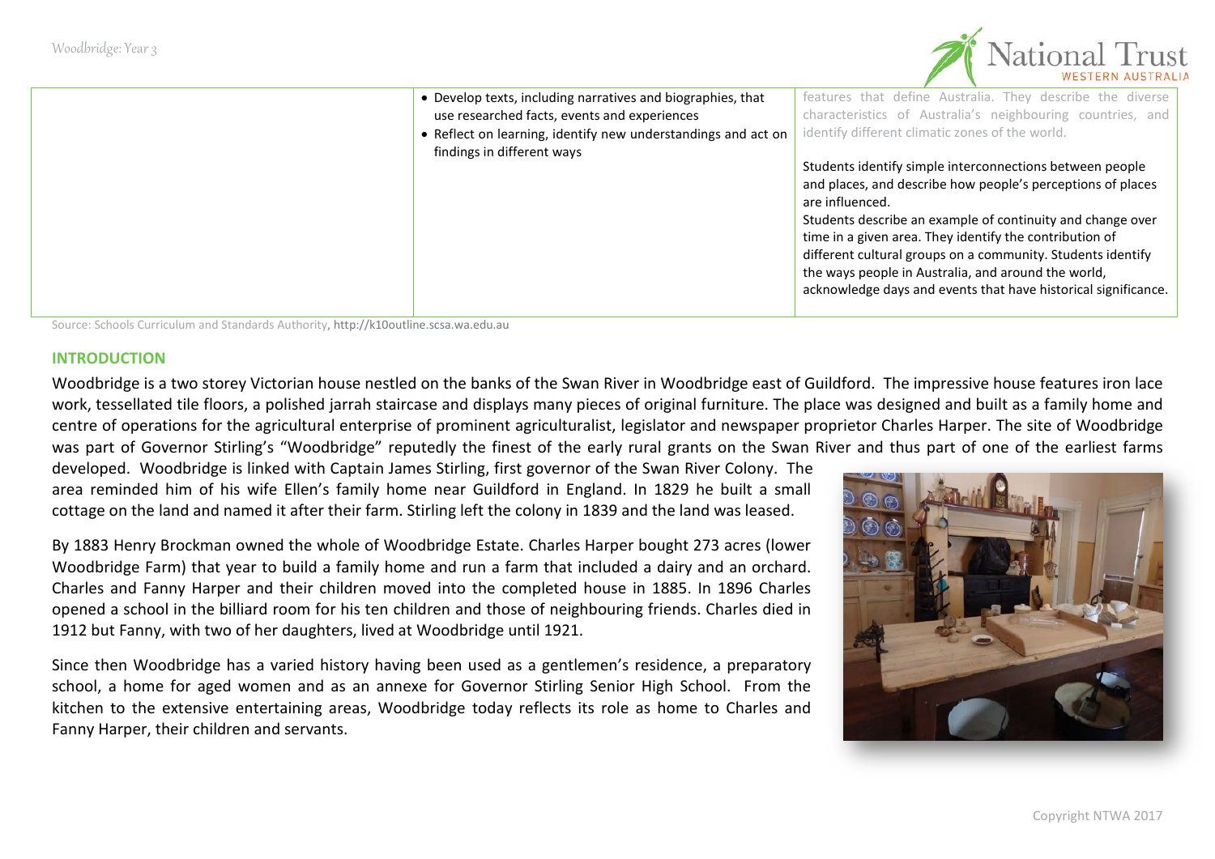|  | • Develop texts, including narratives and biographies, that use researched facts, events and experiences<br>• Reflect on learning, identify new understandings and act on findings in different ways | features that define Australia. They describe the diverse characteristics of Australia's neighbouring countries, and identify different climatic zones of the world.<br><br>Students identify simple interconnections between people and places, and describe how people's perceptions of places are influenced.<br>Students describe an example of continuity and change over time in a given area. They identify the contribution of different cultural groups on a community. Students identify the ways people in Australia, and around the world, acknowledge days and events that have historical significance. |
|---|---|---|

Source: Schools Curriculum and Standards Authority, http://k10outline.scsa.wa.edu.au

## INTRODUCTION

Woodbridge is a two storey Victorian house nestled on the banks of the Swan River in Woodbridge east of Guildford. The impressive house features iron lace work, tessellated tile floors, a polished jarrah staircase and displays many pieces of original furniture. The place was designed and built as a family home and centre of operations for the agricultural enterprise of prominent agriculturalist, legislator and newspaper proprietor Charles Harper. The site of Woodbridge was part of Governor Stirling's "Woodbridge" reputedly the finest of the early rural grants on the Swan River and thus part of one of the earliest farms developed. Woodbridge is linked with Captain James Stirling, first governor of the Swan River Colony. The area reminded him of his wife Ellen's family home near Guildford in England. In 1829 he built a small cottage on the land and named it after their farm. Stirling left the colony in 1839 and the land was leased.

By 1883 Henry Brockman owned the whole of Woodbridge Estate. Charles Harper bought 273 acres (lower Woodbridge Farm) that year to build a family home and run a farm that included a dairy and an orchard. Charles and Fanny Harper and their children moved into the completed house in 1885. In 1896 Charles opened a school in the billiard room for his ten children and those of neighbouring friends. Charles died in 1912 but Fanny, with two of her daughters, lived at Woodbridge until 1921.

Since then Woodbridge has a varied history having been used as a gentlemen's residence, a preparatory school, a home for aged women and as an annexe for Governor Stirling Senior High School. From the kitchen to the extensive entertaining areas, Woodbridge today reflects its role as home to Charles and Fanny Harper, their children and servants.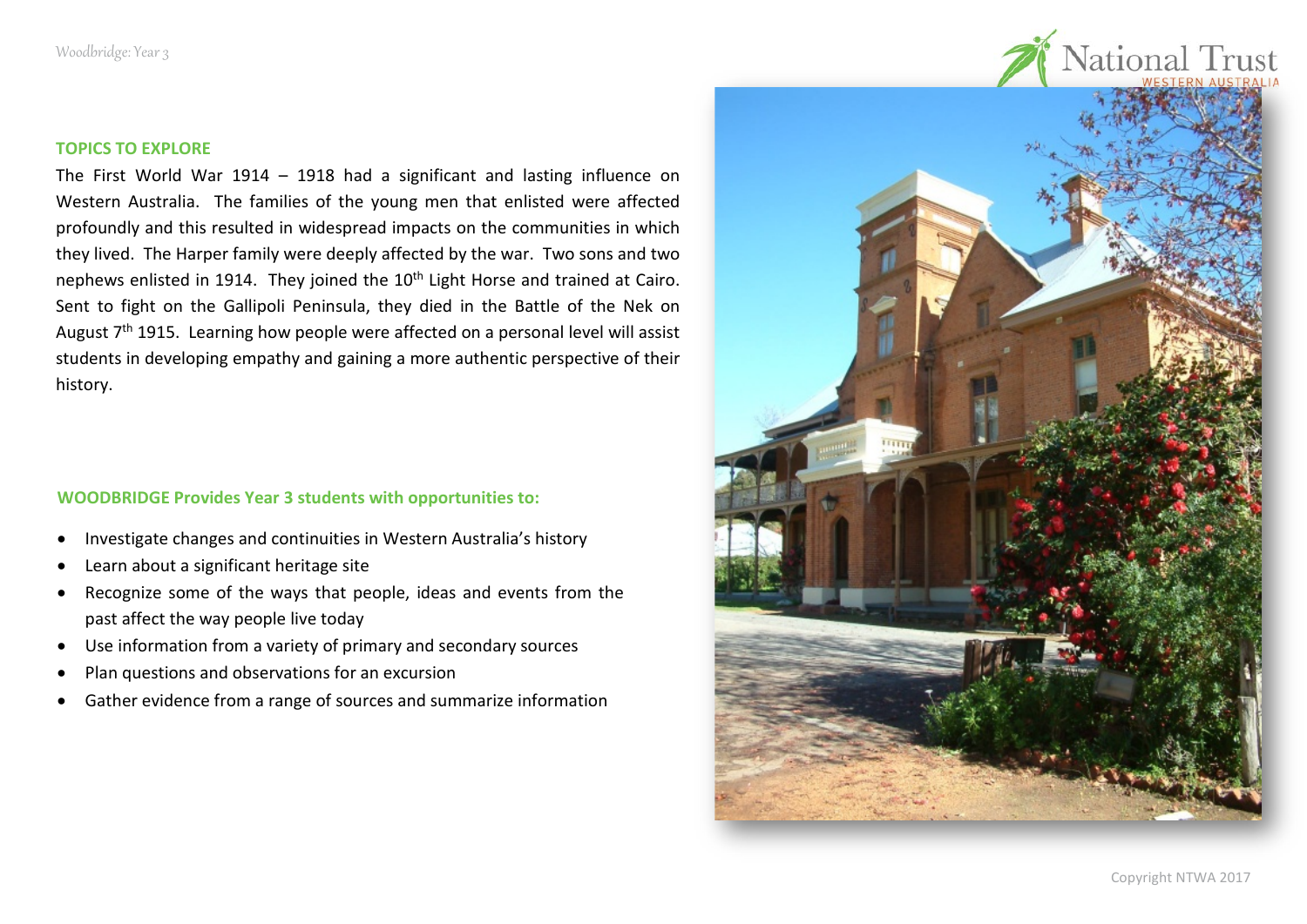## TOPICS TO EXPLORE

The First World War 1914 – 1918 had a significant and lasting influence on Western Australia. The families of the young men that enlisted were affected profoundly and this resulted in widespread impacts on the communities in which they lived. The Harper family were deeply affected by the war. Two sons and two nephews enlisted in 1914. They joined the 10th Light Horse and trained at Cairo. Sent to fight on the Gallipoli Peninsula, they died in the Battle of the Nek on August 7th 1915. Learning how people were affected on a personal level will assist students in developing empathy and gaining a more authentic perspective of their history.

## WOODBRIDGE Provides Year 3 students with opportunities to:

- Investigate changes and continuities in Western Australia's history
- Learn about a significant heritage site
- Recognize some of the ways that people, ideas and events from the past affect the way people live today
- Use information from a variety of primary and secondary sources
- Plan questions and observations for an excursion
- Gather evidence from a range of sources and summarize information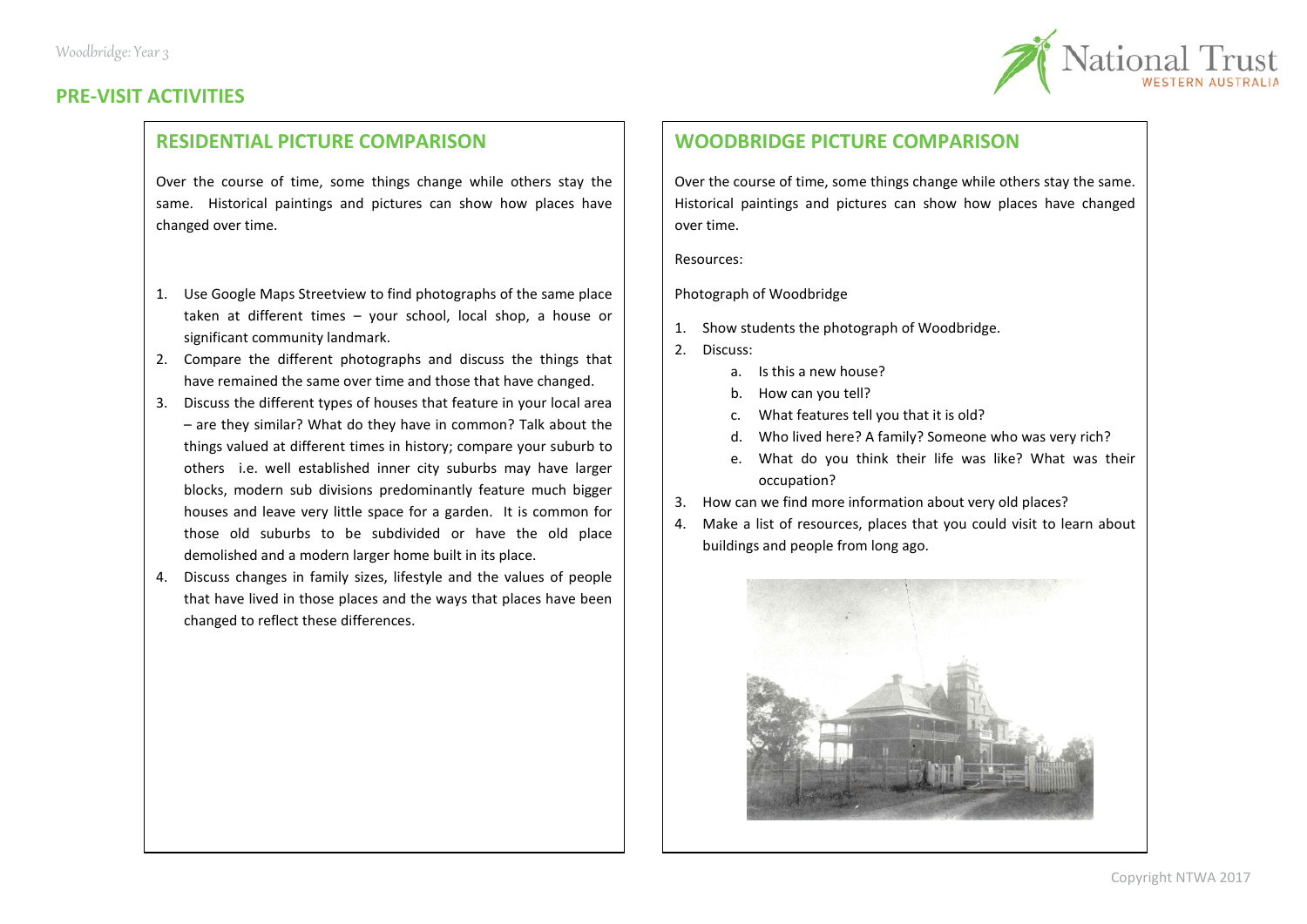## PRE-VISIT ACTIVITIES

### RESIDENTIAL PICTURE COMPARISON

Over the course of time, some things change while others stay the same. Historical paintings and pictures can show how places have changed over time.

1. Use Google Maps Streetview to find photographs of the same place taken at different times – your school, local shop, a house or significant community landmark.
2. Compare the different photographs and discuss the things that have remained the same over time and those that have changed.
3. Discuss the different types of houses that feature in your local area – are they similar? What do they have in common? Talk about the things valued at different times in history; compare your suburb to others i.e. well established inner city suburbs may have larger blocks, modern sub divisions predominantly feature much bigger houses and leave very little space for a garden. It is common for those old suburbs to be subdivided or have the old place demolished and a modern larger home built in its place.
4. Discuss changes in family sizes, lifestyle and the values of people that have lived in those places and the ways that places have been changed to reflect these differences.

### WOODBRIDGE PICTURE COMPARISON

Over the course of time, some things change while others stay the same. Historical paintings and pictures can show how places have changed over time.

Resources:

Photograph of Woodbridge

1. Show students the photograph of Woodbridge.
2. Discuss:
   a. Is this a new house?
   b. How can you tell?
   c. What features tell you that it is old?
   d. Who lived here? A family? Someone who was very rich?
   e. What do you think their life was like? What was their occupation?
3. How can we find more information about very old places?
4. Make a list of resources, places that you could visit to learn about buildings and people from long ago.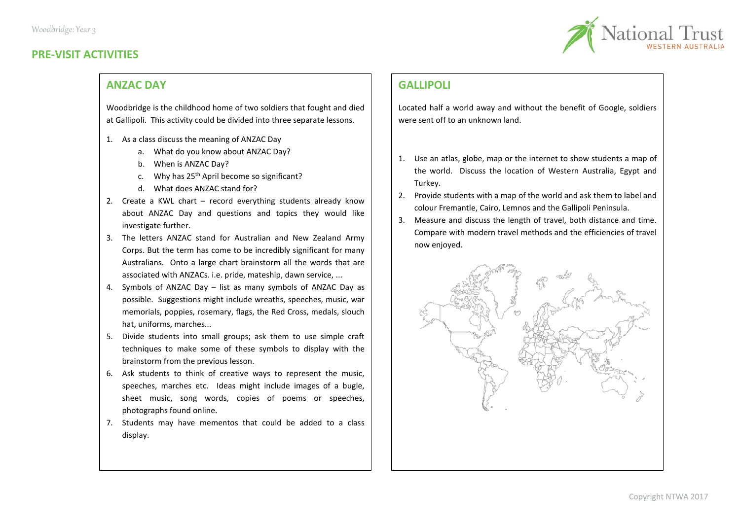## PRE-VISIT ACTIVITIES

### ANZAC DAY

Woodbridge is the childhood home of two soldiers that fought and died at Gallipoli. This activity could be divided into three separate lessons.

1. As a class discuss the meaning of ANZAC Day
   a. What do you know about ANZAC Day?
   b. When is ANZAC Day?
   c. Why has 25th April become so significant?
   d. What does ANZAC stand for?
2. Create a KWL chart – record everything students already know about ANZAC Day and questions and topics they would like investigate further.
3. The letters ANZAC stand for Australian and New Zealand Army Corps. But the term has come to be incredibly significant for many Australians. Onto a large chart brainstorm all the words that are associated with ANZACs. i.e. pride, mateship, dawn service, ...
4. Symbols of ANZAC Day – list as many symbols of ANZAC Day as possible. Suggestions might include wreaths, speeches, music, war memorials, poppies, rosemary, flags, the Red Cross, medals, slouch hat, uniforms, marches...
5. Divide students into small groups; ask them to use simple craft techniques to make some of these symbols to display with the brainstorm from the previous lesson.
6. Ask students to think of creative ways to represent the music, speeches, marches etc. Ideas might include images of a bugle, sheet music, song words, copies of poems or speeches, photographs found online.
7. Students may have mementos that could be added to a class display.

### GALLIPOLI

Located half a world away and without the benefit of Google, soldiers were sent off to an unknown land.

1. Use an atlas, globe, map or the internet to show students a map of the world. Discuss the location of Western Australia, Egypt and Turkey.
2. Provide students with a map of the world and ask them to label and colour Fremantle, Cairo, Lemnos and the Gallipoli Peninsula.
3. Measure and discuss the length of travel, both distance and time. Compare with modern travel methods and the efficiencies of travel now enjoyed.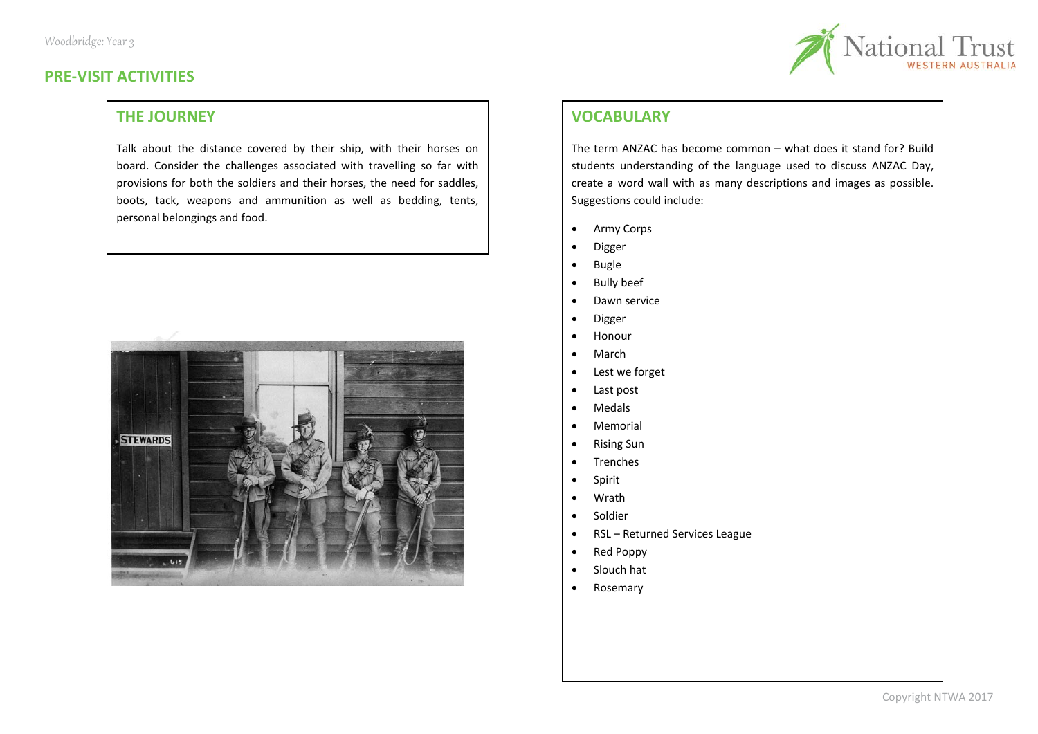## PRE-VISIT ACTIVITIES

### THE JOURNEY

Talk about the distance covered by their ship, with their horses on board. Consider the challenges associated with travelling so far with provisions for both the soldiers and their horses, the need for saddles, boots, tack, weapons and ammunition as well as bedding, tents, personal belongings and food.

### VOCABULARY

The term ANZAC has become common – what does it stand for? Build students understanding of the language used to discuss ANZAC Day, create a word wall with as many descriptions and images as possible. Suggestions could include:

- Army Corps
- Digger
- Bugle
- Bully beef
- Dawn service
- Digger
- Honour
- March
- Lest we forget
- Last post
- Medals
- Memorial
- Rising Sun
- Trenches
- Spirit
- Wrath
- Soldier
- RSL – Returned Services League
- Red Poppy
- Slouch hat
- Rosemary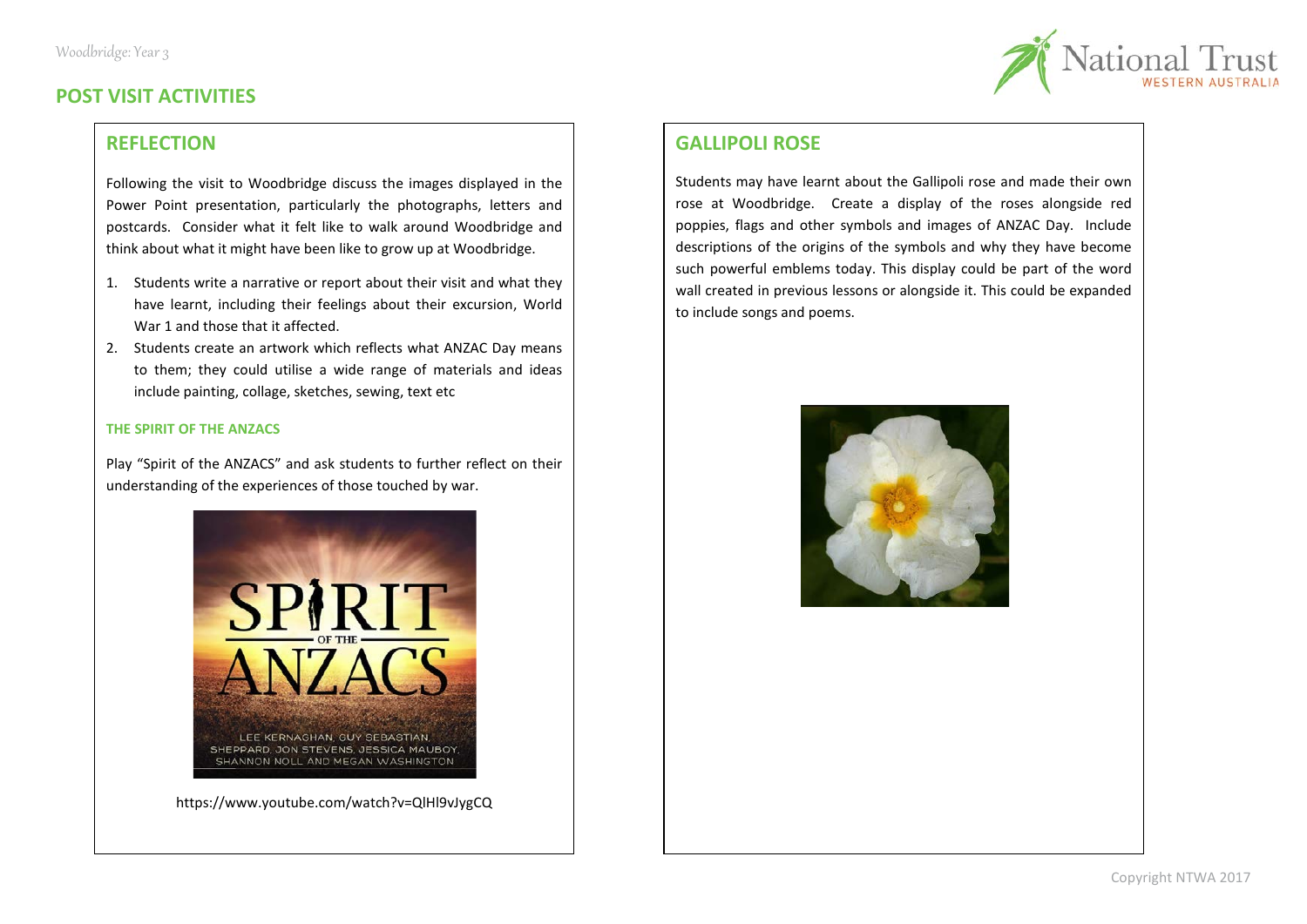## POST VISIT ACTIVITIES

### REFLECTION

Following the visit to Woodbridge discuss the images displayed in the Power Point presentation, particularly the photographs, letters and postcards. Consider what it felt like to walk around Woodbridge and think about what it might have been like to grow up at Woodbridge.

1. Students write a narrative or report about their visit and what they have learnt, including their feelings about their excursion, World War 1 and those that it affected.
2. Students create an artwork which reflects what ANZAC Day means to them; they could utilise a wide range of materials and ideas include painting, collage, sketches, sewing, text etc

#### THE SPIRIT OF THE ANZACS

Play "Spirit of the ANZACS" and ask students to further reflect on their understanding of the experiences of those touched by war.

https://www.youtube.com/watch?v=QIHl9vJygCQ

### GALLIPOLI ROSE

Students may have learnt about the Gallipoli rose and made their own rose at Woodbridge. Create a display of the roses alongside red poppies, flags and other symbols and images of ANZAC Day. Include descriptions of the origins of the symbols and why they have become such powerful emblems today. This display could be part of the word wall created in previous lessons or alongside it. This could be expanded to include songs and poems.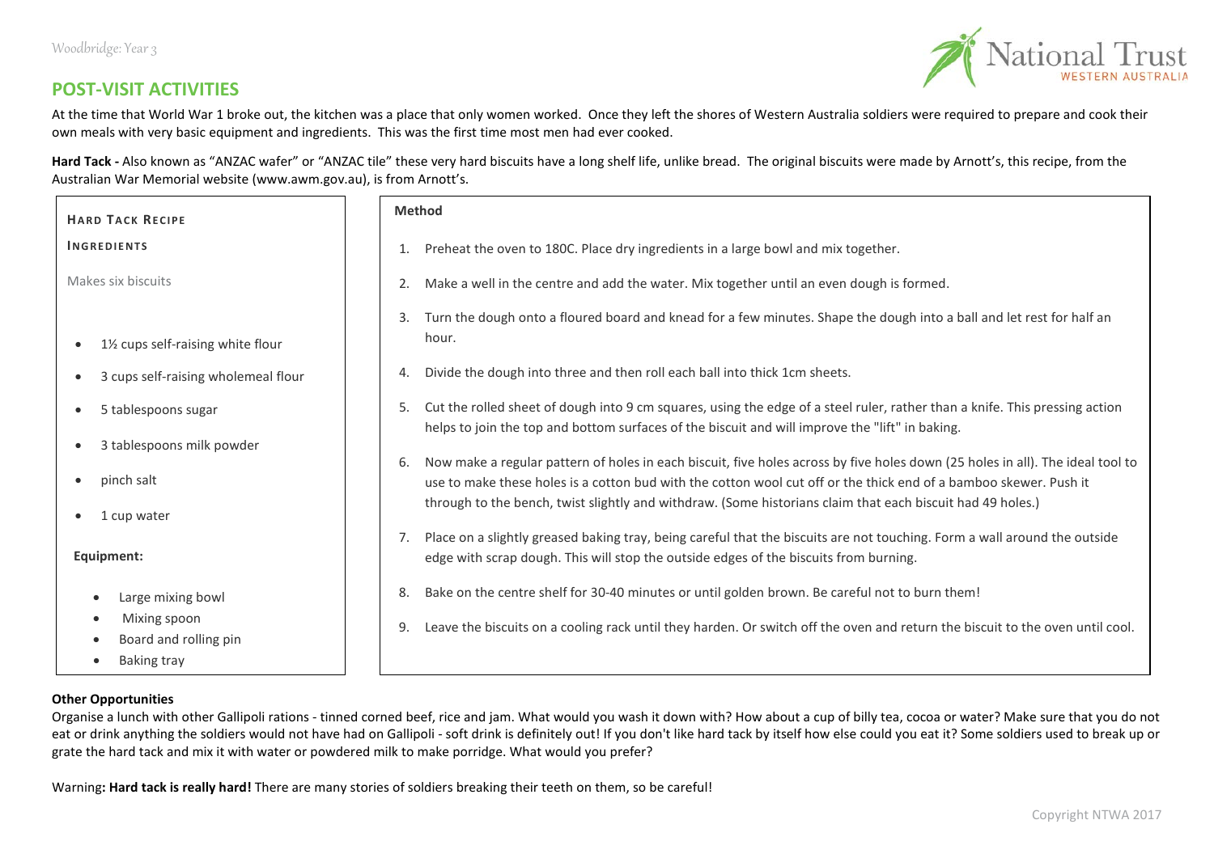## POST-VISIT ACTIVITIES

At the time that World War 1 broke out, the kitchen was a place that only women worked. Once they left the shores of Western Australia soldiers were required to prepare and cook their own meals with very basic equipment and ingredients. This was the first time most men had ever cooked.

**Hard Tack -** Also known as "ANZAC wafer" or "ANZAC tile" these very hard biscuits have a long shelf life, unlike bread. The original biscuits were made by Arnott's, this recipe, from the Australian War Memorial website (www.awm.gov.au), is from Arnott's.

### HARD TACK RECIPE

#### INGREDIENTS

Makes six biscuits

- 1½ cups self-raising white flour
- 3 cups self-raising wholemeal flour
- 5 tablespoons sugar
- 3 tablespoons milk powder
- pinch salt
- 1 cup water

**Equipment:**

- Large mixing bowl
- Mixing spoon
- Board and rolling pin
- Baking tray

#### Method

1. Preheat the oven to 180C. Place dry ingredients in a large bowl and mix together.
2. Make a well in the centre and add the water. Mix together until an even dough is formed.
3. Turn the dough onto a floured board and knead for a few minutes. Shape the dough into a ball and let rest for half an hour.
4. Divide the dough into three and then roll each ball into thick 1cm sheets.
5. Cut the rolled sheet of dough into 9 cm squares, using the edge of a steel ruler, rather than a knife. This pressing action helps to join the top and bottom surfaces of the biscuit and will improve the "lift" in baking.
6. Now make a regular pattern of holes in each biscuit, five holes across by five holes down (25 holes in all). The ideal tool to use to make these holes is a cotton bud with the cotton wool cut off or the thick end of a bamboo skewer. Push it through to the bench, twist slightly and withdraw. (Some historians claim that each biscuit had 49 holes.)
7. Place on a slightly greased baking tray, being careful that the biscuits are not touching. Form a wall around the outside edge with scrap dough. This will stop the outside edges of the biscuits from burning.
8. Bake on the centre shelf for 30-40 minutes or until golden brown. Be careful not to burn them!
9. Leave the biscuits on a cooling rack until they harden. Or switch off the oven and return the biscuit to the oven until cool.

**Other Opportunities**

Organise a lunch with other Gallipoli rations - tinned corned beef, rice and jam. What would you wash it down with? How about a cup of billy tea, cocoa or water? Make sure that you do not eat or drink anything the soldiers would not have had on Gallipoli - soft drink is definitely out! If you don't like hard tack by itself how else could you eat it? Some soldiers used to break up or grate the hard tack and mix it with water or powdered milk to make porridge. What would you prefer?

Warning**: Hard tack is really hard!** There are many stories of soldiers breaking their teeth on them, so be careful!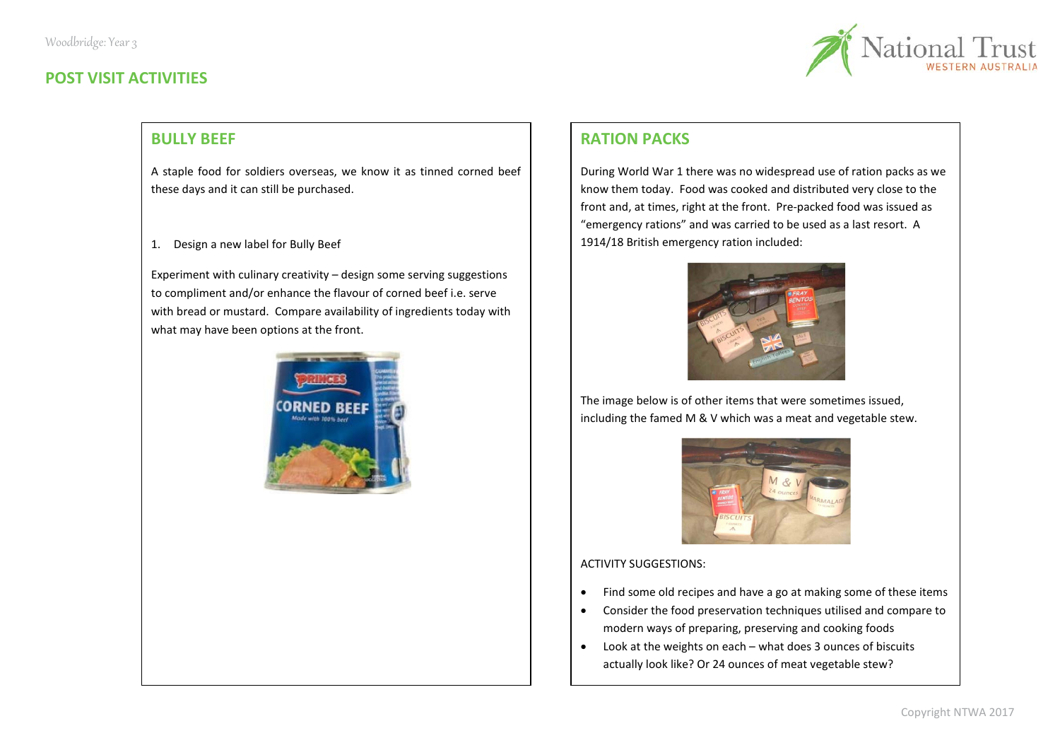## POST VISIT ACTIVITIES

### BULLY BEEF

A staple food for soldiers overseas, we know it as tinned corned beef these days and it can still be purchased.

1. Design a new label for Bully Beef

Experiment with culinary creativity – design some serving suggestions to compliment and/or enhance the flavour of corned beef i.e. serve with bread or mustard. Compare availability of ingredients today with what may have been options at the front.

### RATION PACKS

During World War 1 there was no widespread use of ration packs as we know them today. Food was cooked and distributed very close to the front and, at times, right at the front. Pre-packed food was issued as "emergency rations" and was carried to be used as a last resort. A 1914/18 British emergency ration included:

The image below is of other items that were sometimes issued, including the famed M & V which was a meat and vegetable stew.

ACTIVITY SUGGESTIONS:

- Find some old recipes and have a go at making some of these items
- Consider the food preservation techniques utilised and compare to modern ways of preparing, preserving and cooking foods
- Look at the weights on each – what does 3 ounces of biscuits actually look like? Or 24 ounces of meat vegetable stew?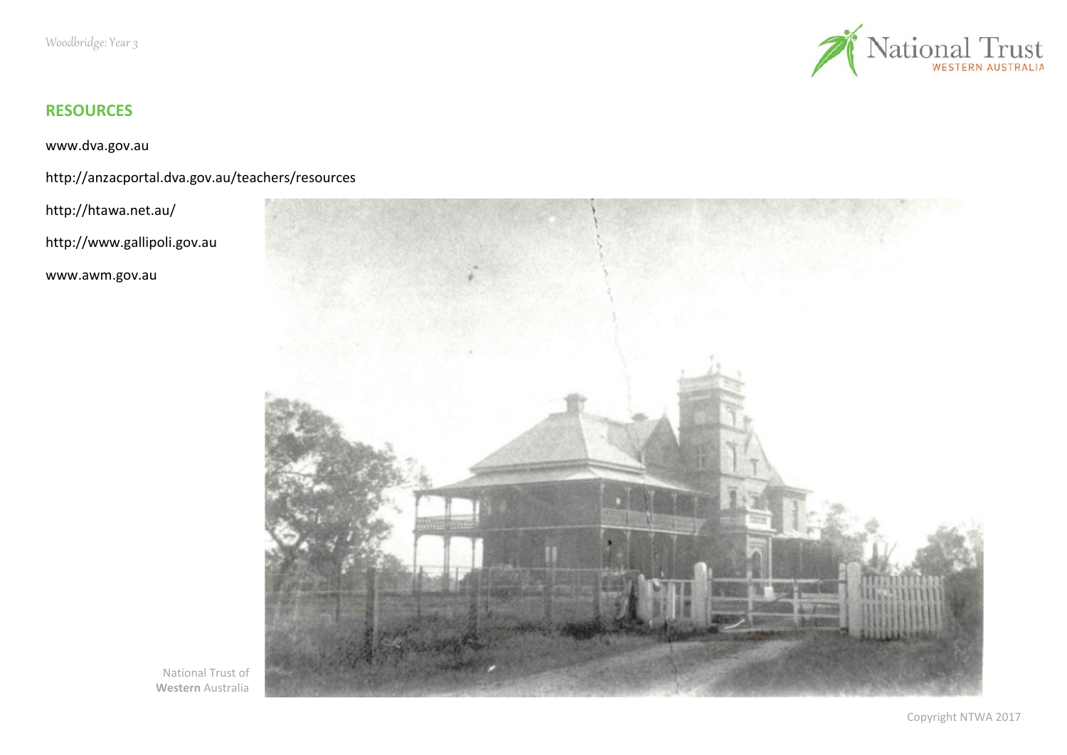## RESOURCES

www.dva.gov.au

http://anzacportal.dva.gov.au/teachers/resources

http://htawa.net.au/

http://www.gallipoli.gov.au

www.awm.gov.au

National Trust of **Western** Australia